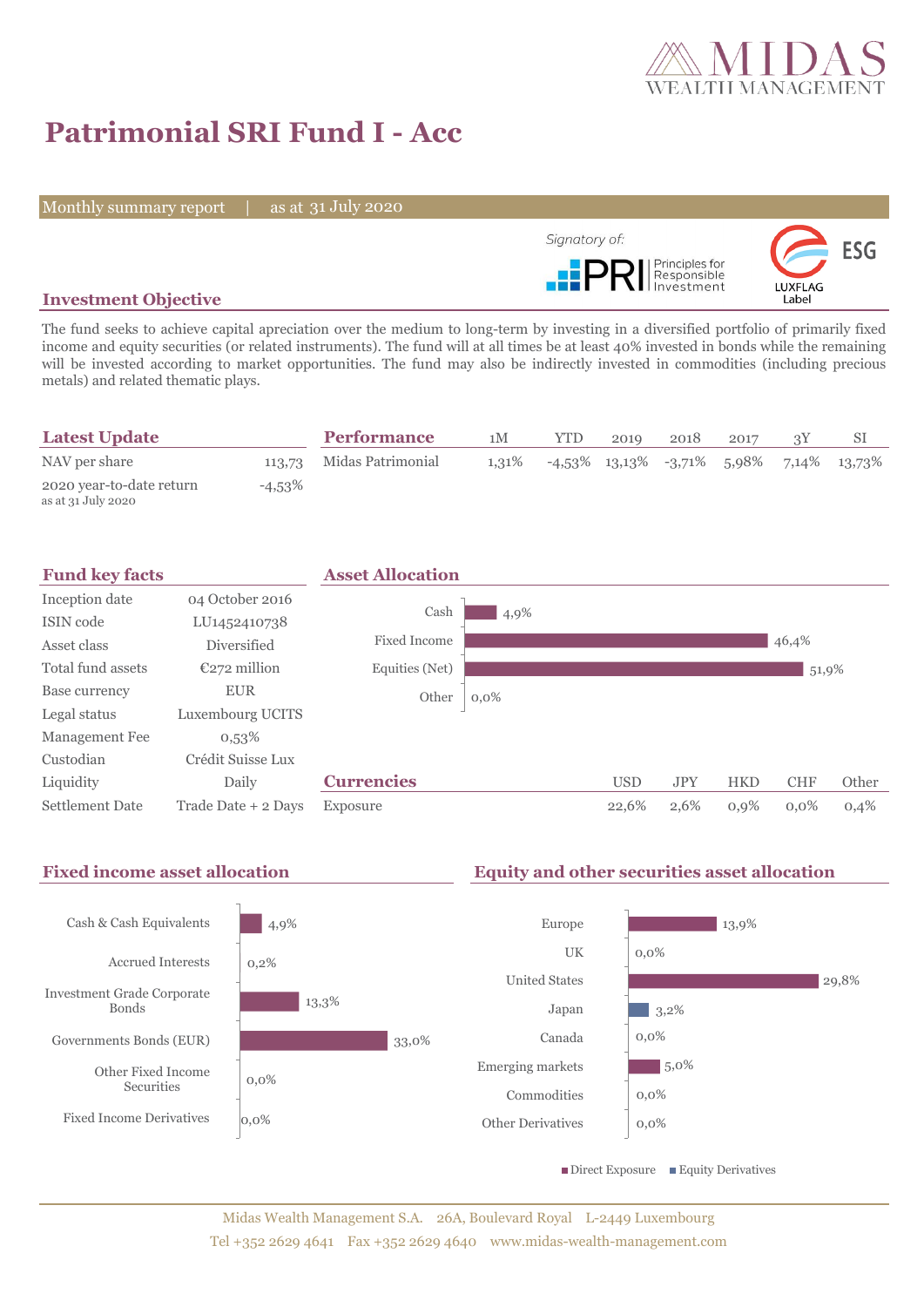MIDAS WEALTH MANAGEMENT

# Patrimonial SRI Fund I - Acc

Monthly summary report | as at 31 July 2020

Signatory of: PRI Principles for Responsible Investment

ESG LUXFLAG Label

## Investment Objective

The fund seeks to achieve capital apreciation over the medium to long-term by investing in a diversified portfolio of primarily fixed income and equity securities (or related instruments). The fund will at all times be at least 40% invested in bonds while the remaining will be invested according to market opportunities. The fund may also be indirectly invested in commodities (including precious metals) and related thematic plays.

## Latest Update

| | |
|---|---|
| NAV per share | 113,73 |
| 2020 year-to-date return (as at 31 July 2020) | -4,53% |

## Performance

| | 1M | YTD | 2019 | 2018 | 2017 | 3Y | SI |
|---|---|---|---|---|---|---|---|
| Midas Patrimonial | 1,31% | -4,53% | 13,13% | -3,71% | 5,98% | 7,14% | 13,73% |

## Fund key facts

| | |
|---|---|
| Inception date | 04 October 2016 |
| ISIN code | LU1452410738 |
| Asset class | Diversified |
| Total fund assets | €272 million |
| Base currency | EUR |
| Legal status | Luxembourg UCITS |
| Management Fee | 0,53% |
| Custodian | Crédit Suisse Lux |
| Liquidity | Daily |
| Settlement Date | Trade Date + 2 Days |

## Asset Allocation

| | |
|---|---|
| Cash | 4,9% |
| Fixed Income | 46,4% |
| Equities (Net) | 51,9% |
| Other | 0,0% |

## Currencies

| | USD | JPY | HKD | CHF | Other |
|---|---|---|---|---|---|
| Exposure | 22,6% | 2,6% | 0,9% | 0,0% | 0,4% |

## Fixed income asset allocation

| | |
|---|---|
| Cash & Cash Equivalents | 4,9% |
| Accrued Interests | 0,2% |
| Investment Grade Corporate Bonds | 13,3% |
| Governments Bonds (EUR) | 33,0% |
| Other Fixed Income Securities | 0,0% |
| Fixed Income Derivatives | 0,0% |

## Equity and other securities asset allocation

| | |
|---|---|
| Europe | 13,9% |
| UK | 0,0% |
| United States | 29,8% |
| Japan | 3,2% |
| Canada | 0,0% |
| Emerging markets | 5,0% |
| Commodities | 0,0% |
| Other Derivatives | 0,0% |

Direct Exposure ■ Equity Derivatives

Midas Wealth Management S.A. 26A, Boulevard Royal L-2449 Luxembourg
Tel +352 2629 4641 Fax +352 2629 4640 www.midas-wealth-management.com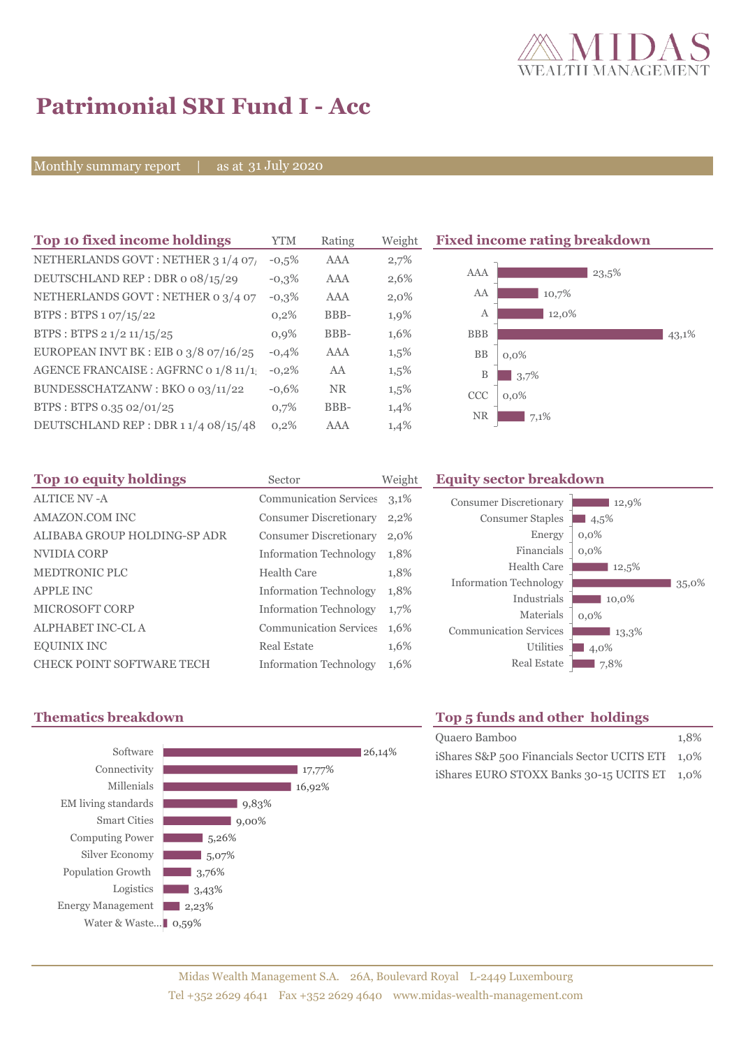# Patrimonial SRI Fund I - Acc

Monthly summary report | as at 31 July 2020

## Top 10 fixed income holdings

| Top 10 fixed income holdings | YTM | Rating | Weight |
|---|---|---|---|
| NETHERLANDS GOVT : NETHER 3 1/4 07/ | -0,5% | AAA | 2,7% |
| DEUTSCHLAND REP : DBR 0 08/15/29 | -0,3% | AAA | 2,6% |
| NETHERLANDS GOVT : NETHER 0 3/4 07 | -0,3% | AAA | 2,0% |
| BTPS : BTPS 1 07/15/22 | 0,2% | BBB- | 1,9% |
| BTPS : BTPS 2 1/2 11/15/25 | 0,9% | BBB- | 1,6% |
| EUROPEAN INVT BK : EIB 0 3/8 07/16/25 | -0,4% | AAA | 1,5% |
| AGENCE FRANCAISE : AGFRNC 0 1/8 11/1 | -0,2% | AA | 1,5% |
| BUNDESSCHATZANW : BKO 0 03/11/22 | -0,6% | NR | 1,5% |
| BTPS : BTPS 0.35 02/01/25 | 0,7% | BBB- | 1,4% |
| DEUTSCHLAND REP : DBR 1 1/4 08/15/48 | 0,2% | AAA | 1,4% |

## Fixed income rating breakdown

| Rating | Weight |
|---|---|
| AAA | 23,5% |
| AA | 10,7% |
| A | 12,0% |
| BBB | 43,1% |
| BB | 0,0% |
| B | 3,7% |
| CCC | 0,0% |
| NR | 7,1% |

## Top 10 equity holdings

| Top 10 equity holdings | Sector | Weight |
|---|---|---|
| ALTICE NV -A | Communication Services | 3,1% |
| AMAZON.COM INC | Consumer Discretionary | 2,2% |
| ALIBABA GROUP HOLDING-SP ADR | Consumer Discretionary | 2,0% |
| NVIDIA CORP | Information Technology | 1,8% |
| MEDTRONIC PLC | Health Care | 1,8% |
| APPLE INC | Information Technology | 1,8% |
| MICROSOFT CORP | Information Technology | 1,7% |
| ALPHABET INC-CL A | Communication Services | 1,6% |
| EQUINIX INC | Real Estate | 1,6% |
| CHECK POINT SOFTWARE TECH | Information Technology | 1,6% |

## Equity sector breakdown

| Sector | Weight |
|---|---|
| Consumer Discretionary | 12,9% |
| Consumer Staples | 4,5% |
| Energy | 0,0% |
| Financials | 0,0% |
| Health Care | 12,5% |
| Information Technology | 35,0% |
| Industrials | 10,0% |
| Materials | 0,0% |
| Communication Services | 13,3% |
| Utilities | 4,0% |
| Real Estate | 7,8% |

## Thematics breakdown

| Thematic | Weight |
|---|---|
| Software | 26,14% |
| Connectivity | 17,77% |
| Millenials | 16,92% |
| EM living standards | 9,83% |
| Smart Cities | 9,00% |
| Computing Power | 5,26% |
| Silver Economy | 5,07% |
| Population Growth | 3,76% |
| Logistics | 3,43% |
| Energy Management | 2,23% |
| Water & Waste... | 0,59% |

## Top 5 funds and other holdings

| Fund | Weight |
|---|---|
| Quaero Bamboo | 1,8% |
| iShares S&P 500 Financials Sector UCITS ETF | 1,0% |
| iShares EURO STOXX Banks 30-15 UCITS ET | 1,0% |

Midas Wealth Management S.A. 26A, Boulevard Royal L-2449 Luxembourg
Tel +352 2629 4641 Fax +352 2629 4640 www.midas-wealth-management.com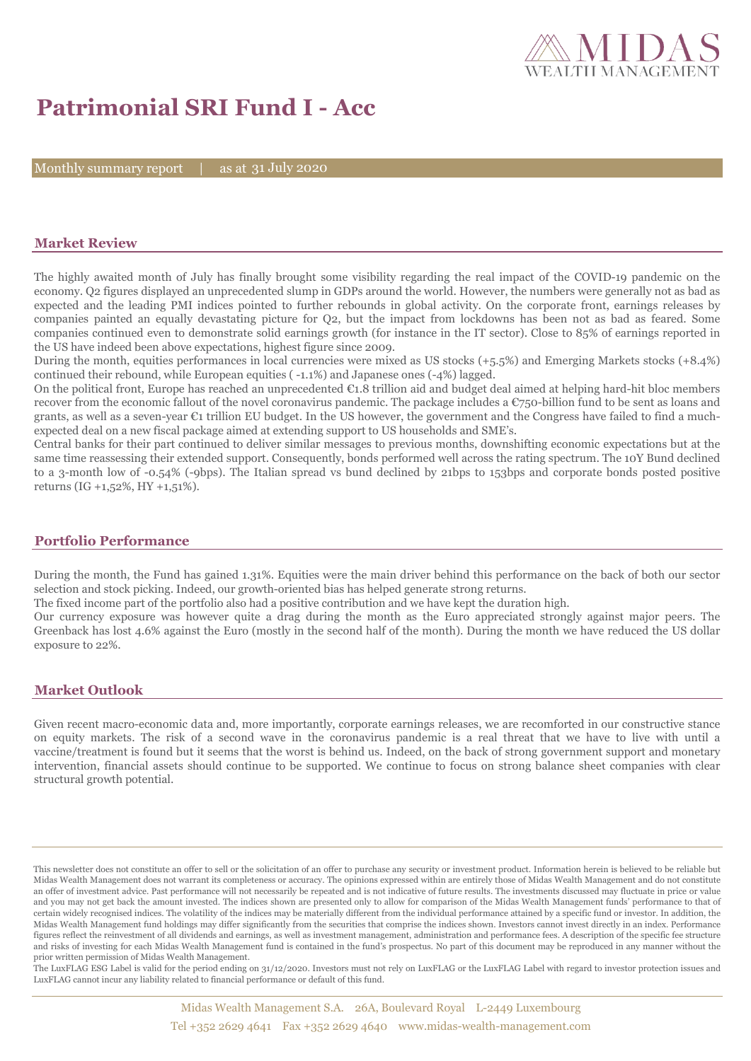# Patrimonial SRI Fund I - Acc

Monthly summary report | as at 31 July 2020

## Market Review

The highly awaited month of July has finally brought some visibility regarding the real impact of the COVID-19 pandemic on the economy. Q2 figures displayed an unprecedented slump in GDPs around the world. However, the numbers were generally not as bad as expected and the leading PMI indices pointed to further rebounds in global activity. On the corporate front, earnings releases by companies painted an equally devastating picture for Q2, but the impact from lockdowns has been not as bad as feared. Some companies continued even to demonstrate solid earnings growth (for instance in the IT sector). Close to 85% of earnings reported in the US have indeed been above expectations, highest figure since 2009.

During the month, equities performances in local currencies were mixed as US stocks (+5.5%) and Emerging Markets stocks (+8.4%) continued their rebound, while European equities ( -1.1%) and Japanese ones (-4%) lagged.

On the political front, Europe has reached an unprecedented €1.8 trillion aid and budget deal aimed at helping hard-hit bloc members recover from the economic fallout of the novel coronavirus pandemic. The package includes a €750-billion fund to be sent as loans and grants, as well as a seven-year €1 trillion EU budget. In the US however, the government and the Congress have failed to find a much-expected deal on a new fiscal package aimed at extending support to US households and SME's.

Central banks for their part continued to deliver similar messages to previous months, downshifting economic expectations but at the same time reassessing their extended support. Consequently, bonds performed well across the rating spectrum. The 10Y Bund declined to a 3-month low of -0.54% (-9bps). The Italian spread vs bund declined by 21bps to 153bps and corporate bonds posted positive returns (IG +1,52%, HY +1,51%).

## Portfolio Performance

During the month, the Fund has gained 1.31%. Equities were the main driver behind this performance on the back of both our sector selection and stock picking. Indeed, our growth-oriented bias has helped generate strong returns.

The fixed income part of the portfolio also had a positive contribution and we have kept the duration high.

Our currency exposure was however quite a drag during the month as the Euro appreciated strongly against major peers. The Greenback has lost 4.6% against the Euro (mostly in the second half of the month). During the month we have reduced the US dollar exposure to 22%.

## Market Outlook

Given recent macro-economic data and, more importantly, corporate earnings releases, we are recomforted in our constructive stance on equity markets. The risk of a second wave in the coronavirus pandemic is a real threat that we have to live with until a vaccine/treatment is found but it seems that the worst is behind us. Indeed, on the back of strong government support and monetary intervention, financial assets should continue to be supported. We continue to focus on strong balance sheet companies with clear structural growth potential.

This newsletter does not constitute an offer to sell or the solicitation of an offer to purchase any security or investment product. Information herein is believed to be reliable but Midas Wealth Management does not warrant its completeness or accuracy. The opinions expressed within are entirely those of Midas Wealth Management and do not constitute an offer of investment advice. Past performance will not necessarily be repeated and is not indicative of future results. The investments discussed may fluctuate in price or value and you may not get back the amount invested. The indices shown are presented only to allow for comparison of the Midas Wealth Management funds' performance to that of certain widely recognised indices. The volatility of the indices may be materially different from the individual performance attained by a specific fund or investor. In addition, the Midas Wealth Management fund holdings may differ significantly from the securities that comprise the indices shown. Investors cannot invest directly in an index. Performance figures reflect the reinvestment of all dividends and earnings, as well as investment management, administration and performance fees. A description of the specific fee structure and risks of investing for each Midas Wealth Management fund is contained in the fund's prospectus. No part of this document may be reproduced in any manner without the prior written permission of Midas Wealth Management.

The LuxFLAG ESG Label is valid for the period ending on 31/12/2020. Investors must not rely on LuxFLAG or the LuxFLAG Label with regard to investor protection issues and LuxFLAG cannot incur any liability related to financial performance or default of this fund.

Midas Wealth Management S.A. 26A, Boulevard Royal L-2449 Luxembourg
Tel +352 2629 4641 Fax +352 2629 4640 www.midas-wealth-management.com